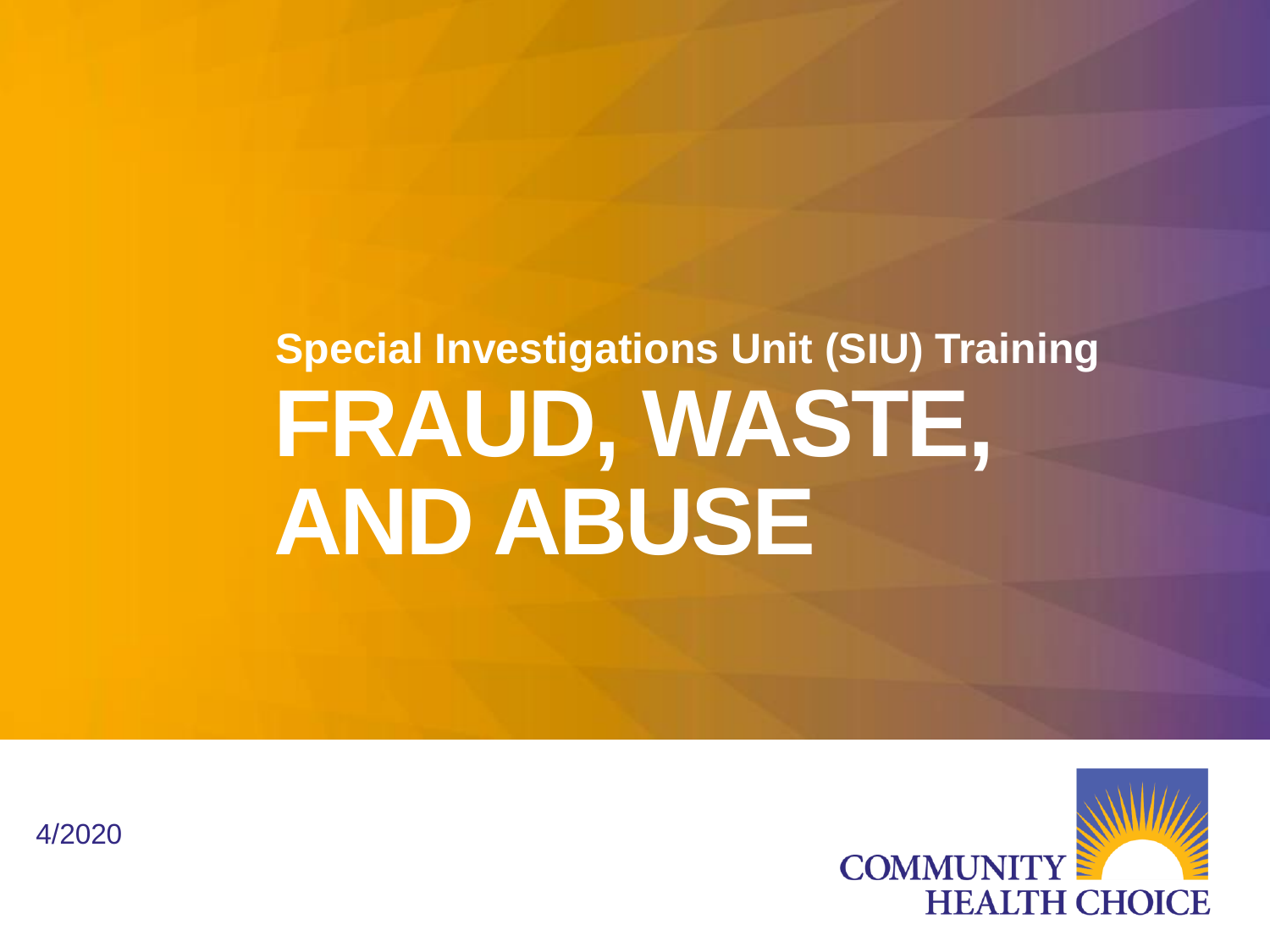## Special Investigations Unit (SIU) Training

# FRAUD, WASTE, AND ABUSE

4/2020

COMMUNITY HEALTH CHOICE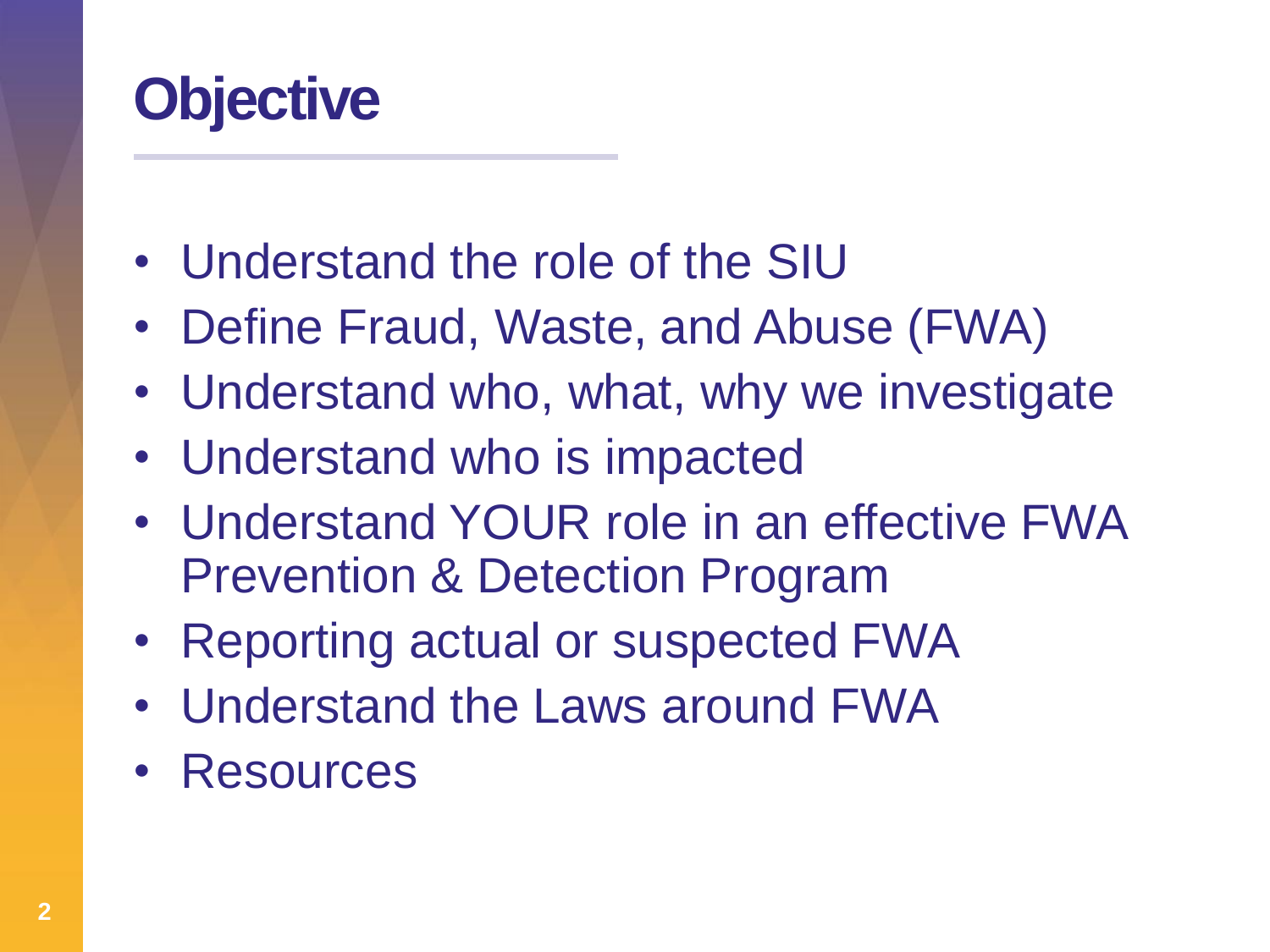# Objective

- Understand the role of the SIU
- Define Fraud, Waste, and Abuse (FWA)
- Understand who, what, why we investigate
- Understand who is impacted
- Understand YOUR role in an effective FWA Prevention & Detection Program
- Reporting actual or suspected FWA
- Understand the Laws around FWA
- Resources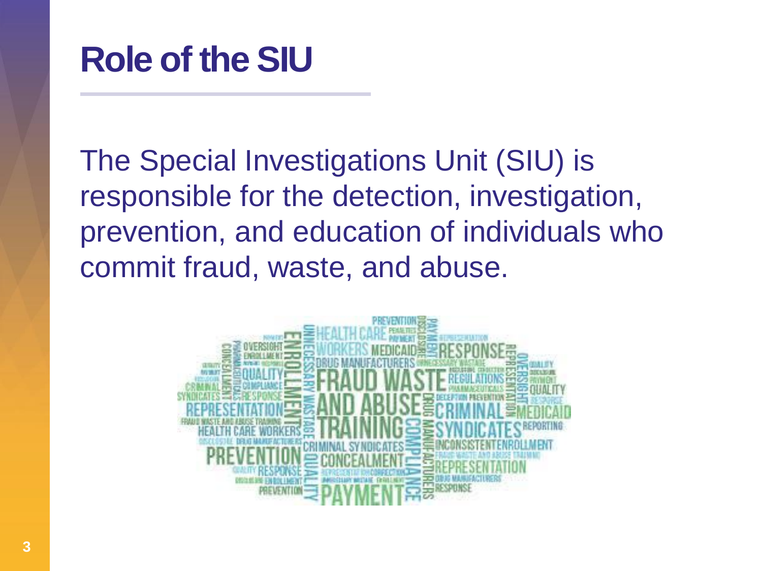# Role of the SIU

The Special Investigations Unit (SIU) is responsible for the detection, investigation, prevention, and education of individuals who commit fraud, waste, and abuse.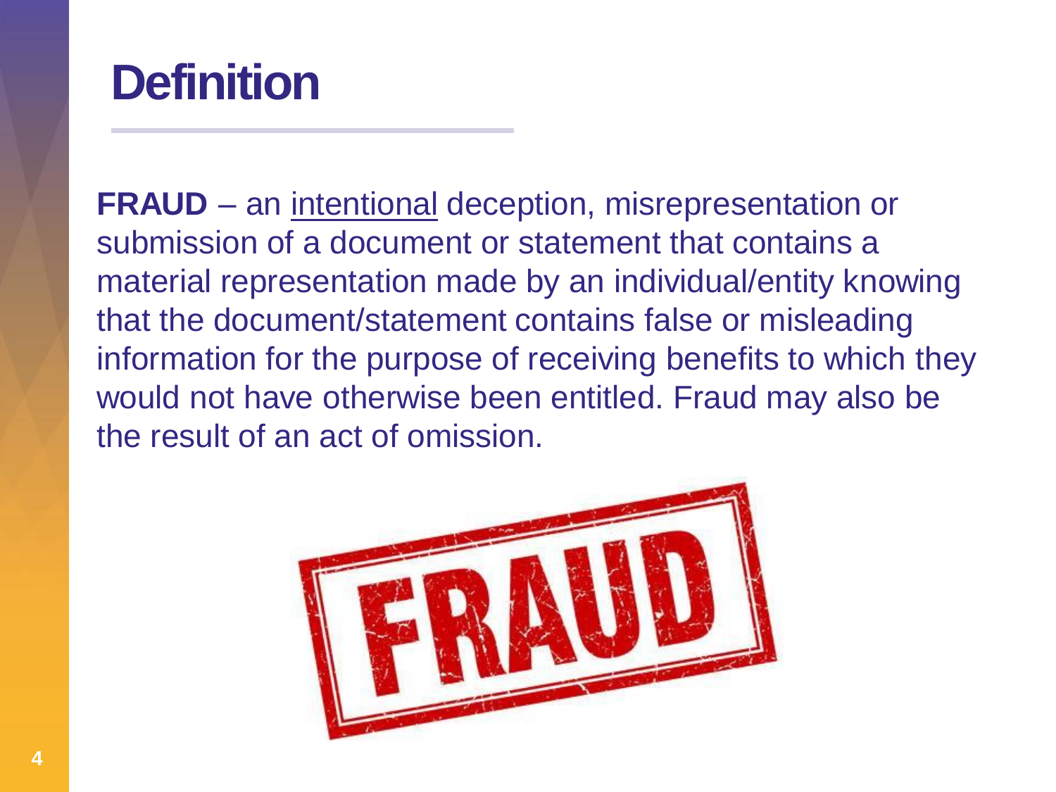# Definition

**FRAUD** – an intentional deception, misrepresentation or submission of a document or statement that contains a material representation made by an individual/entity knowing that the document/statement contains false or misleading information for the purpose of receiving benefits to which they would not have otherwise been entitled. Fraud may also be the result of an act of omission.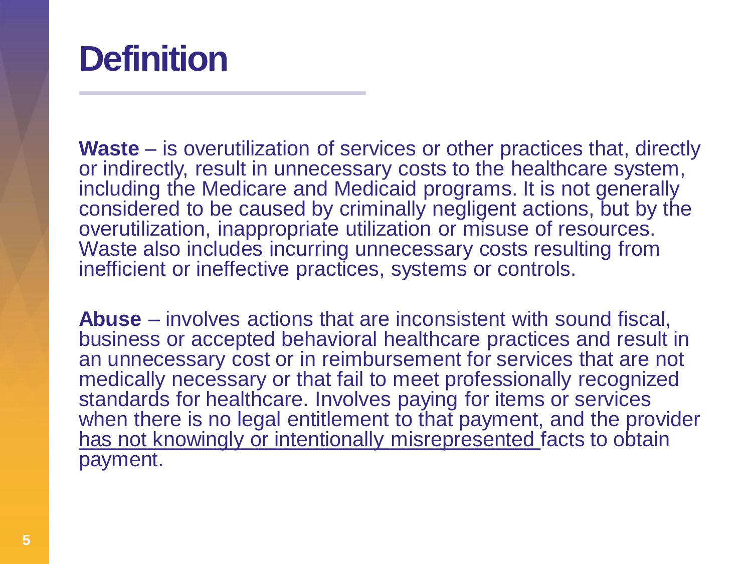# Definition

**Waste** – is overutilization of services or other practices that, directly or indirectly, result in unnecessary costs to the healthcare system, including the Medicare and Medicaid programs. It is not generally considered to be caused by criminally negligent actions, but by the overutilization, inappropriate utilization or misuse of resources. Waste also includes incurring unnecessary costs resulting from inefficient or ineffective practices, systems or controls.

**Abuse** – involves actions that are inconsistent with sound fiscal, business or accepted behavioral healthcare practices and result in an unnecessary cost or in reimbursement for services that are not medically necessary or that fail to meet professionally recognized standards for healthcare. Involves paying for items or services when there is no legal entitlement to that payment, and the provider <u>has not knowingly or intentionally misrepresented</u> facts to obtain payment.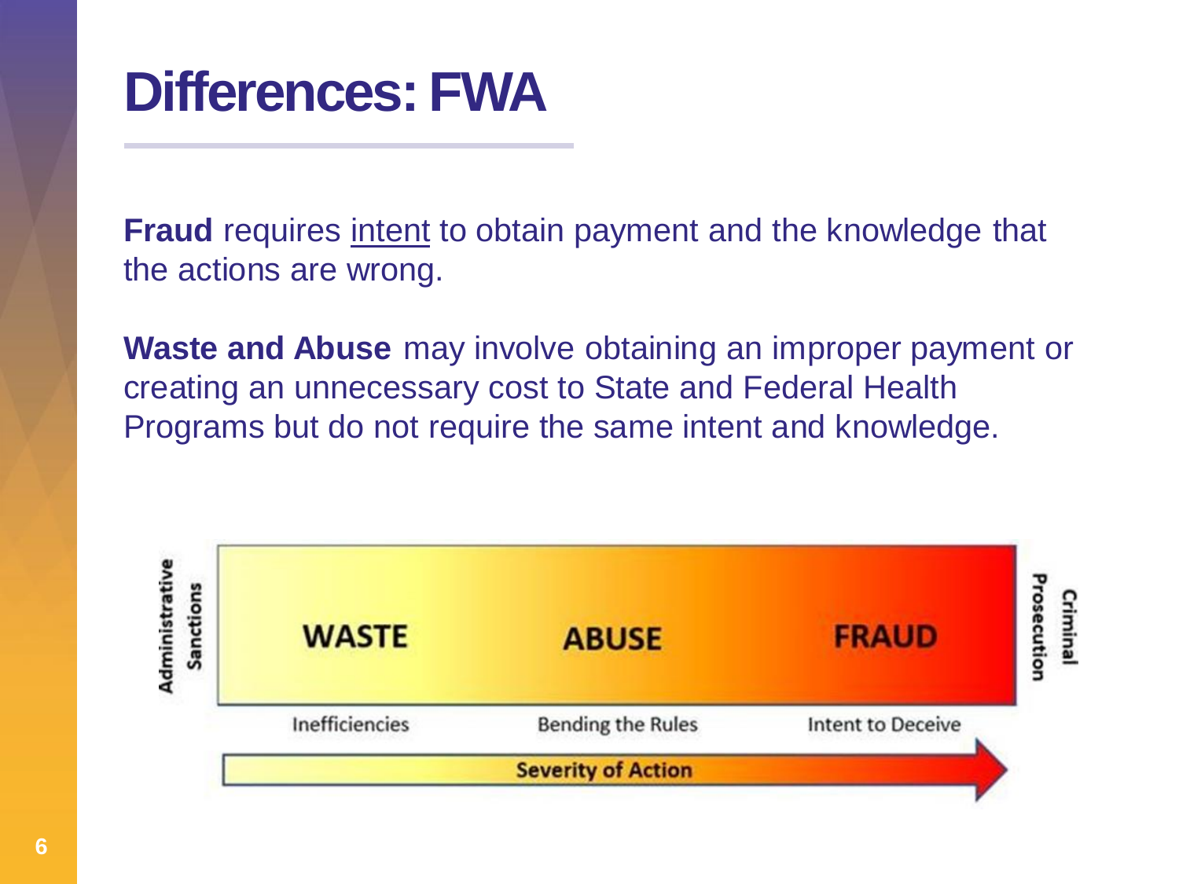# Differences: FWA

**Fraud** requires intent to obtain payment and the knowledge that the actions are wrong.

**Waste and Abuse** may involve obtaining an improper payment or creating an unnecessary cost to State and Federal Health Programs but do not require the same intent and knowledge.

Administrative Sanctions

| WASTE | ABUSE | FRAUD |
| --- | --- | --- |
| Inefficiencies | Bending the Rules | Intent to Deceive |

Criminal Prosecution

Severity of Action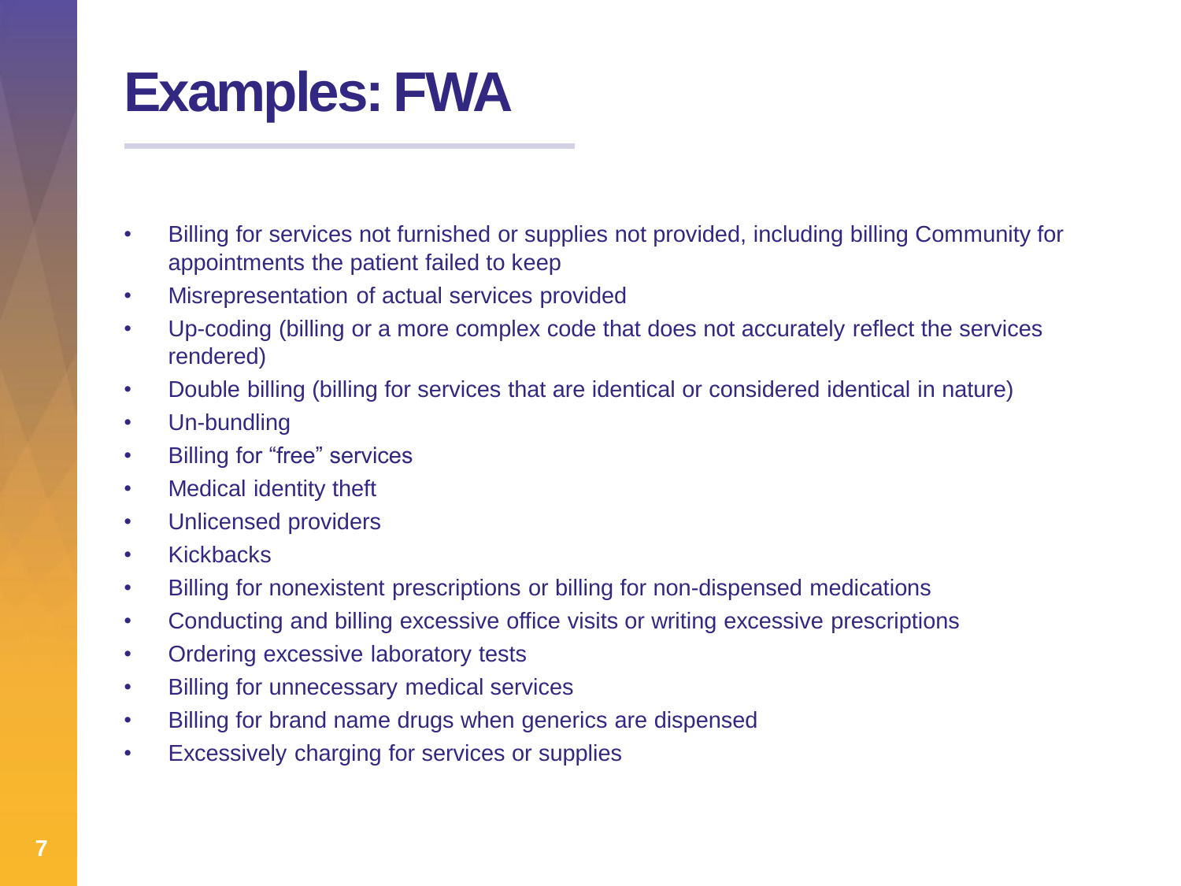# Examples: FWA

- Billing for services not furnished or supplies not provided, including billing Community for appointments the patient failed to keep
- Misrepresentation of actual services provided
- Up-coding (billing or a more complex code that does not accurately reflect the services rendered)
- Double billing (billing for services that are identical or considered identical in nature)
- Un-bundling
- Billing for “free” services
- Medical identity theft
- Unlicensed providers
- Kickbacks
- Billing for nonexistent prescriptions or billing for non-dispensed medications
- Conducting and billing excessive office visits or writing excessive prescriptions
- Ordering excessive laboratory tests
- Billing for unnecessary medical services
- Billing for brand name drugs when generics are dispensed
- Excessively charging for services or supplies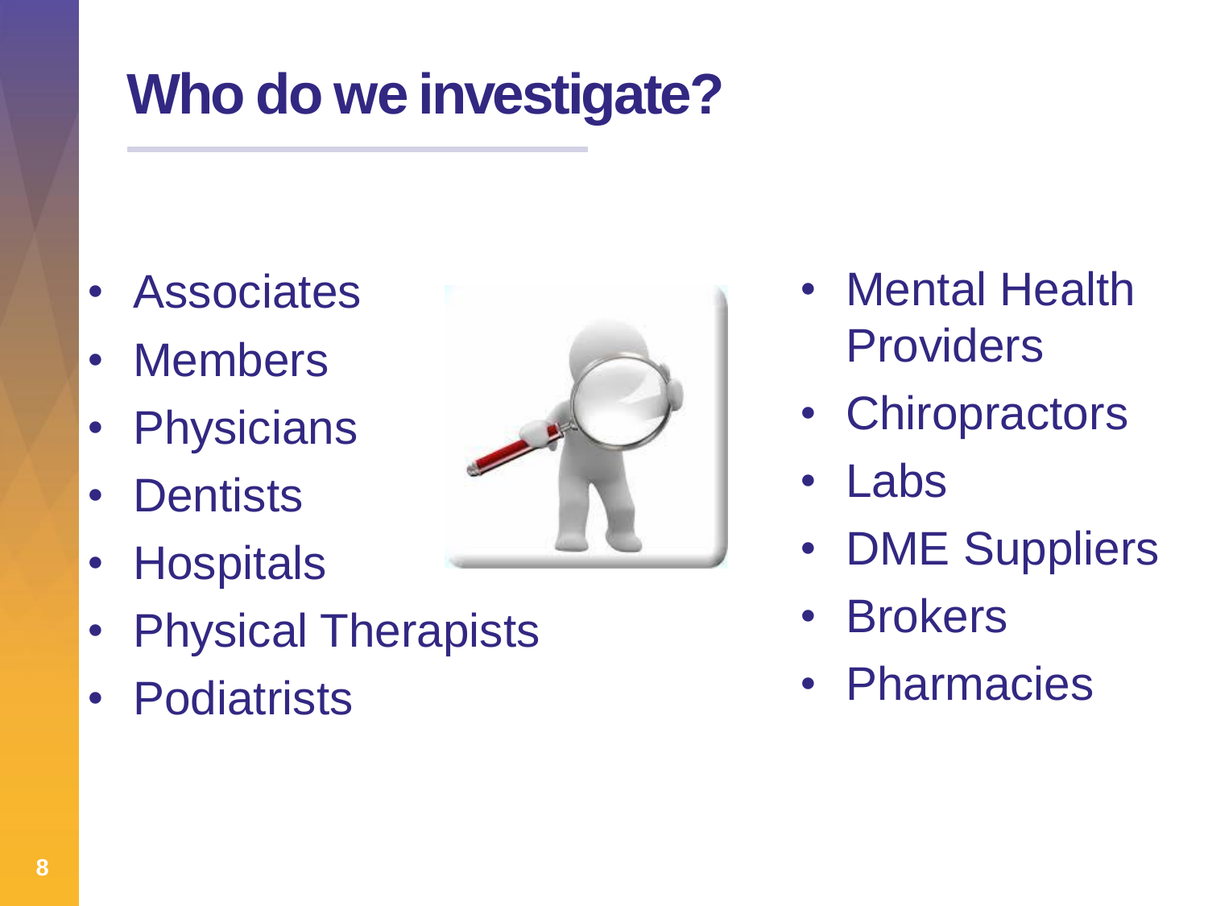# Who do we investigate?

- Associates
- Members
- Physicians
- Dentists
- Hospitals
- Physical Therapists
- Podiatrists
- Mental Health Providers
- Chiropractors
- Labs
- DME Suppliers
- Brokers
- Pharmacies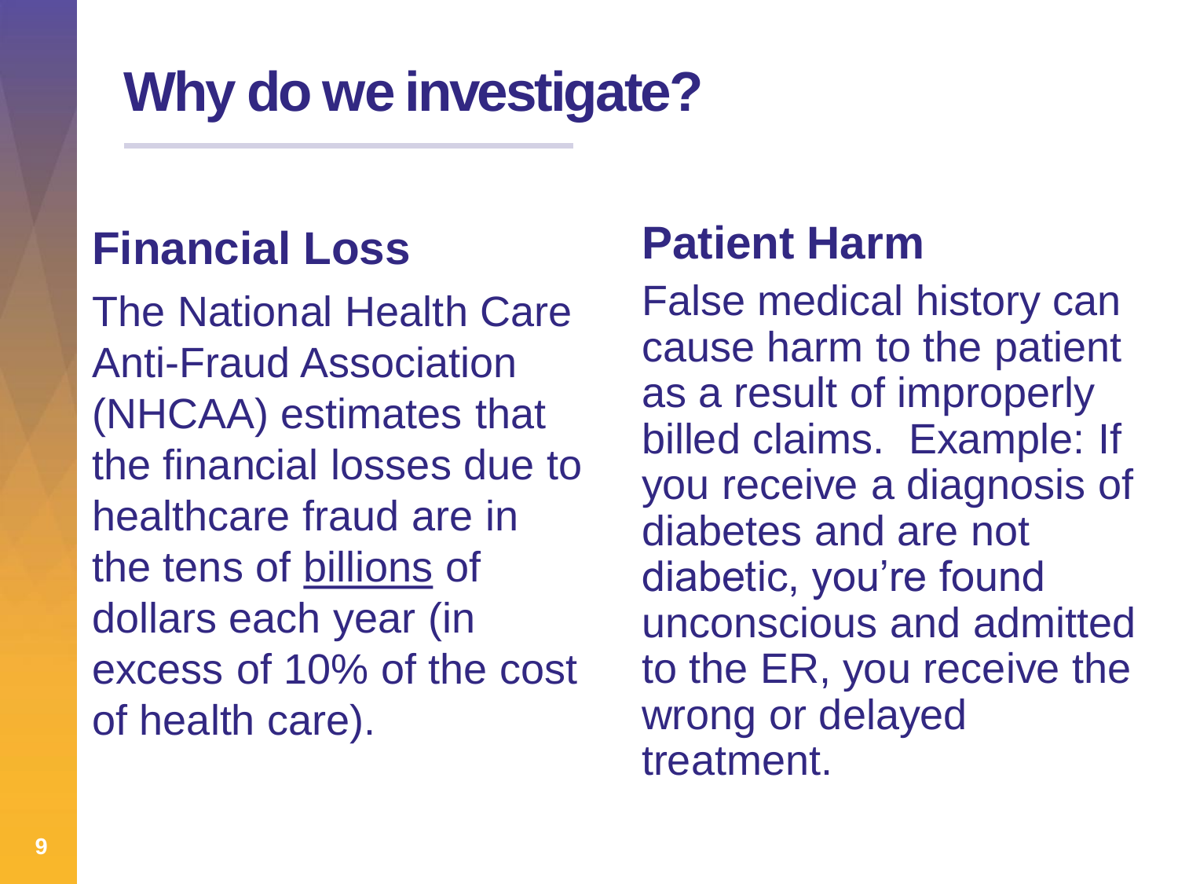# Why do we investigate?

## Financial Loss

The National Health Care Anti-Fraud Association (NHCAA) estimates that the financial losses due to healthcare fraud are in the tens of <u>billions</u> of dollars each year (in excess of 10% of the cost of health care).

## Patient Harm

False medical history can cause harm to the patient as a result of improperly billed claims.  Example: If you receive a diagnosis of diabetes and are not diabetic, you're found unconscious and admitted to the ER, you receive the wrong or delayed treatment.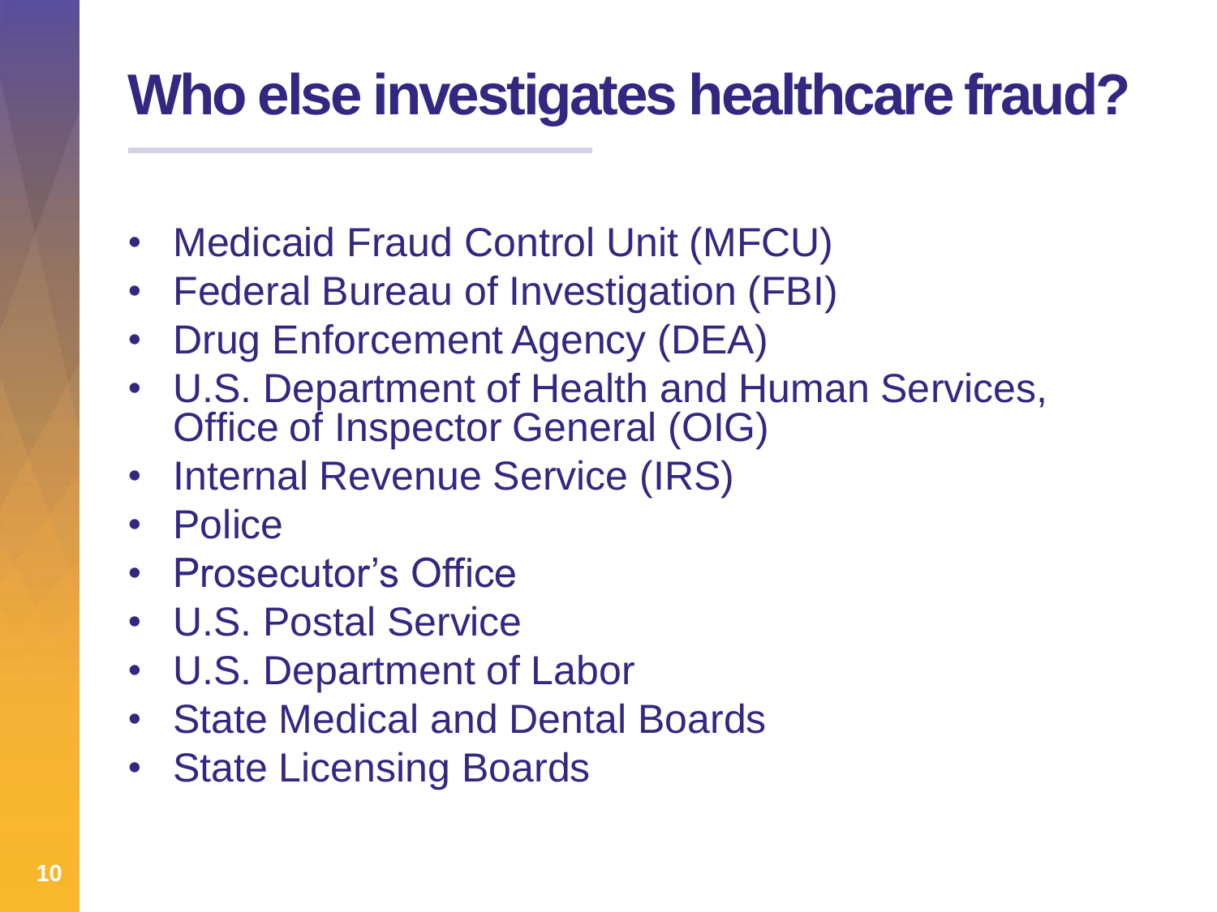# Who else investigates healthcare fraud?

- Medicaid Fraud Control Unit (MFCU)
- Federal Bureau of Investigation (FBI)
- Drug Enforcement Agency (DEA)
- U.S. Department of Health and Human Services, Office of Inspector General (OIG)
- Internal Revenue Service (IRS)
- Police
- Prosecutor's Office
- U.S. Postal Service
- U.S. Department of Labor
- State Medical and Dental Boards
- State Licensing Boards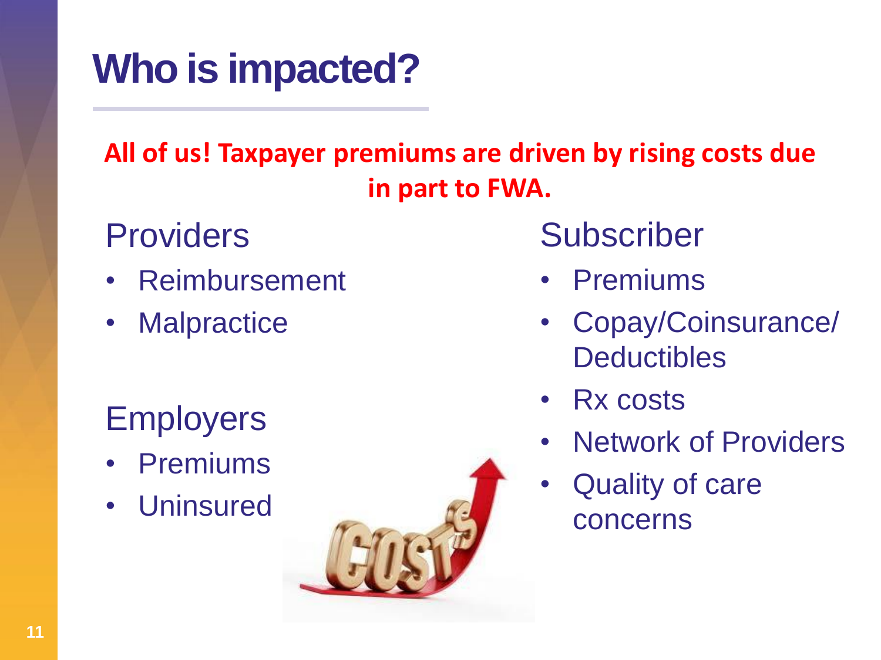# Who is impacted?

**All of us! Taxpayer premiums are driven by rising costs due in part to FWA.**

Providers

- Reimbursement
- Malpractice

Employers

- Premiums
- Uninsured

Subscriber

- Premiums
- Copay/Coinsurance/ Deductibles
- Rx costs
- Network of Providers
- Quality of care concerns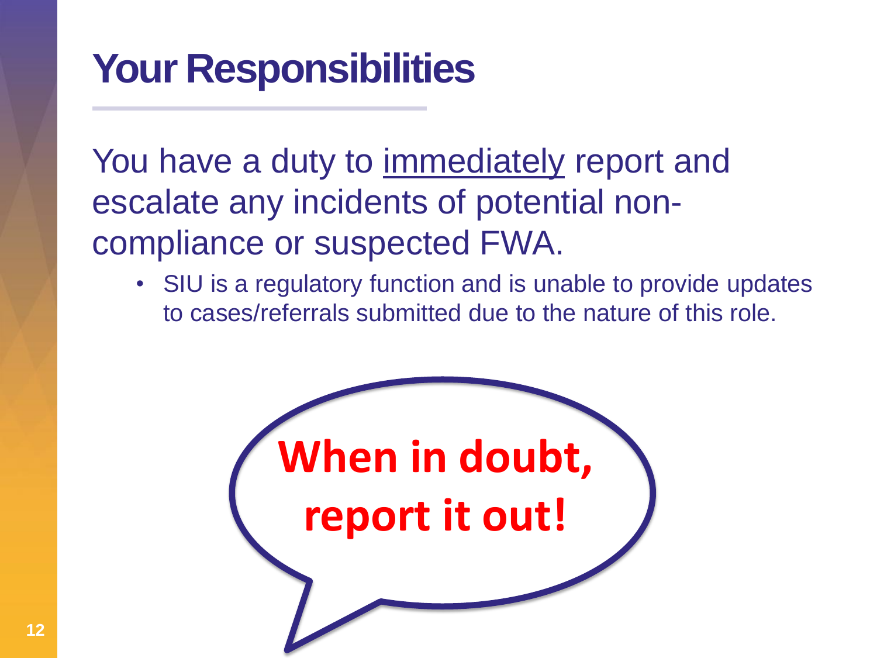# Your Responsibilities

You have a duty to <u>immediately</u> report and escalate any incidents of potential non-compliance or suspected FWA.

- SIU is a regulatory function and is unable to provide updates to cases/referrals submitted due to the nature of this role.

**When in doubt, report it out!**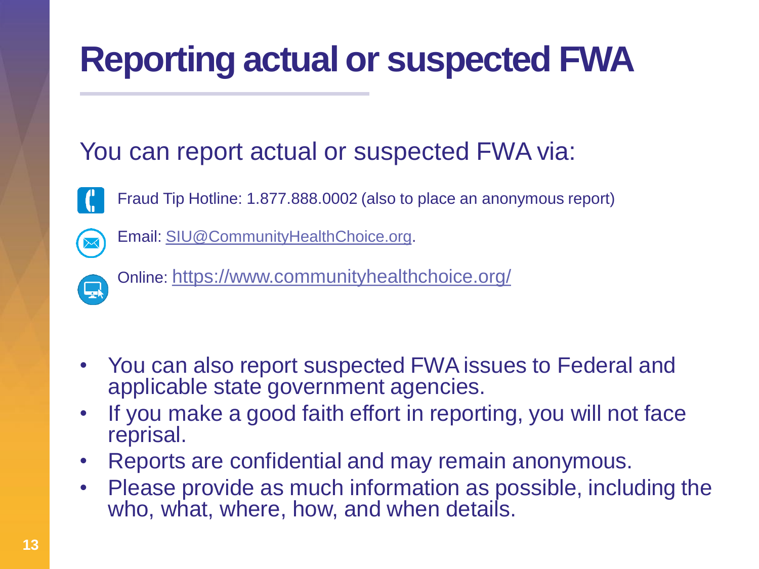# Reporting actual or suspected FWA

You can report actual or suspected FWA via:

- Fraud Tip Hotline: 1.877.888.0002 (also to place an anonymous report)
- Email: SIU@CommunityHealthChoice.org.
- Online: https://www.communityhealthchoice.org/

- You can also report suspected FWA issues to Federal and applicable state government agencies.
- If you make a good faith effort in reporting, you will not face reprisal.
- Reports are confidential and may remain anonymous.
- Please provide as much information as possible, including the who, what, where, how, and when details.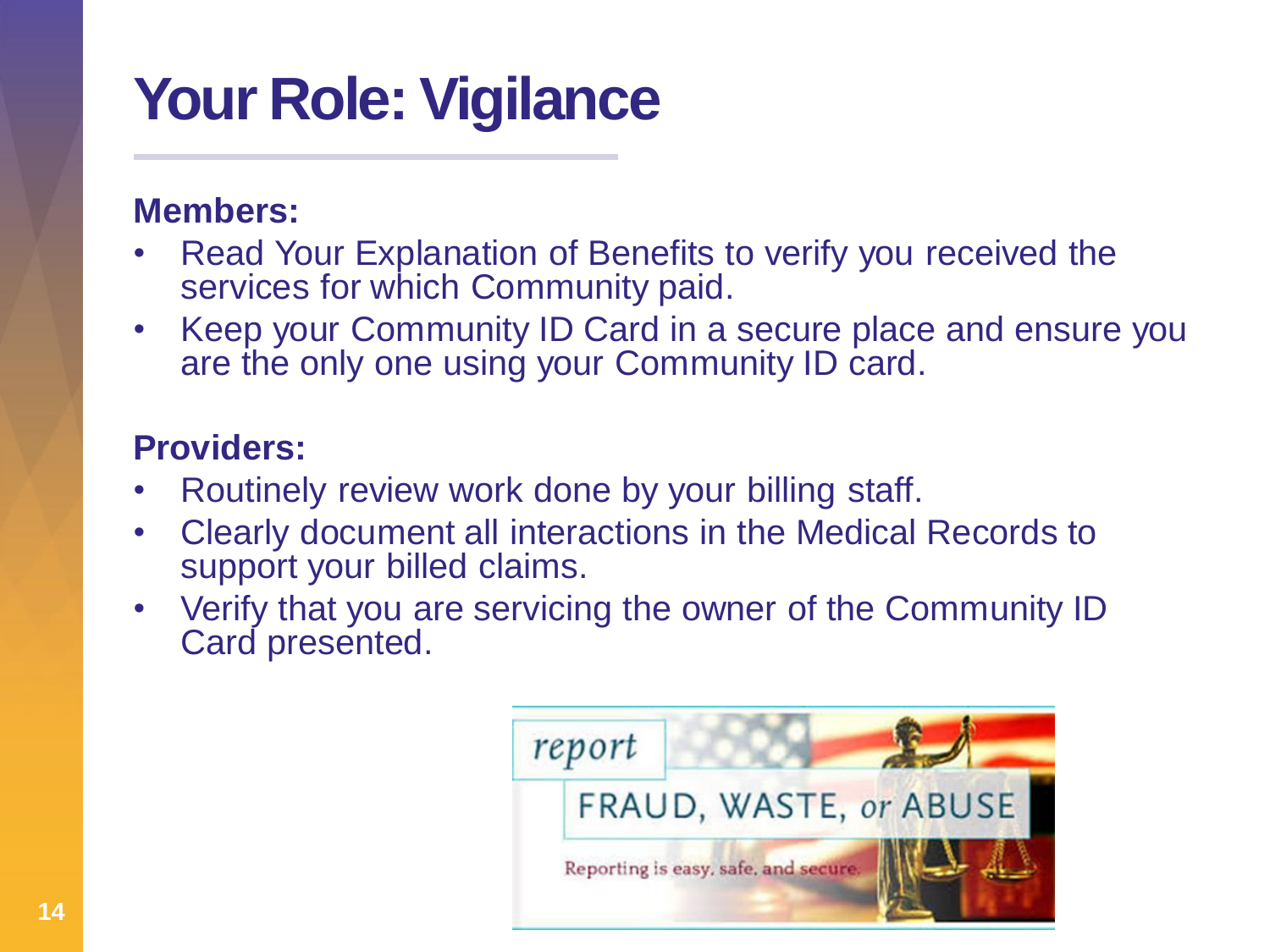# Your Role: Vigilance

**Members:**

- Read Your Explanation of Benefits to verify you received the services for which Community paid.
- Keep your Community ID Card in a secure place and ensure you are the only one using your Community ID card.

**Providers:**

- Routinely review work done by your billing staff.
- Clearly document all interactions in the Medical Records to support your billed claims.
- Verify that you are servicing the owner of the Community ID Card presented.

*report*

FRAUD, WASTE, *or* ABUSE

Reporting is easy, safe, and secure.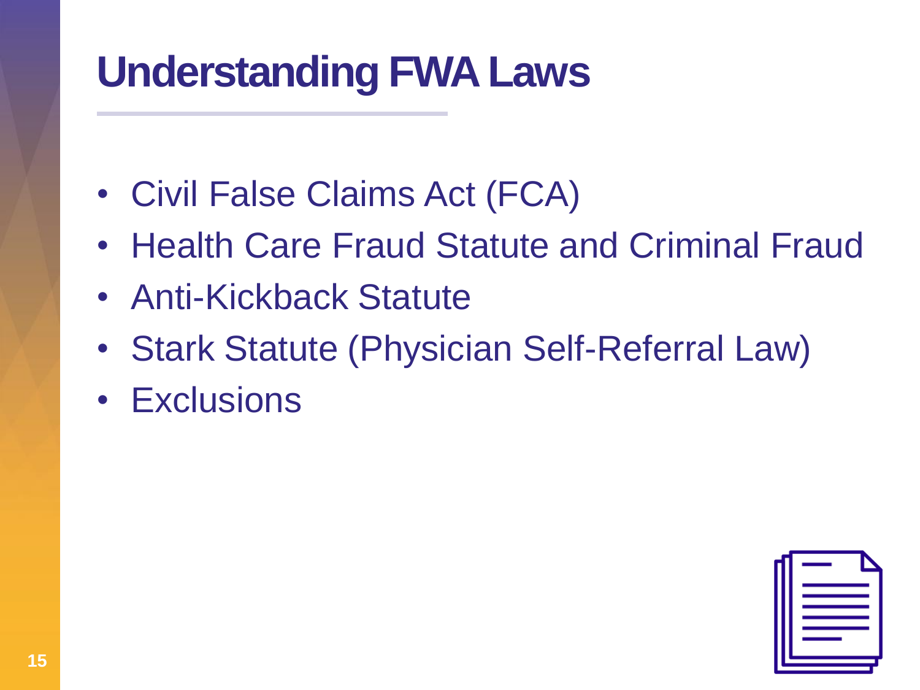# Understanding FWA Laws

- Civil False Claims Act (FCA)
- Health Care Fraud Statute and Criminal Fraud
- Anti-Kickback Statute
- Stark Statute (Physician Self-Referral Law)
- Exclusions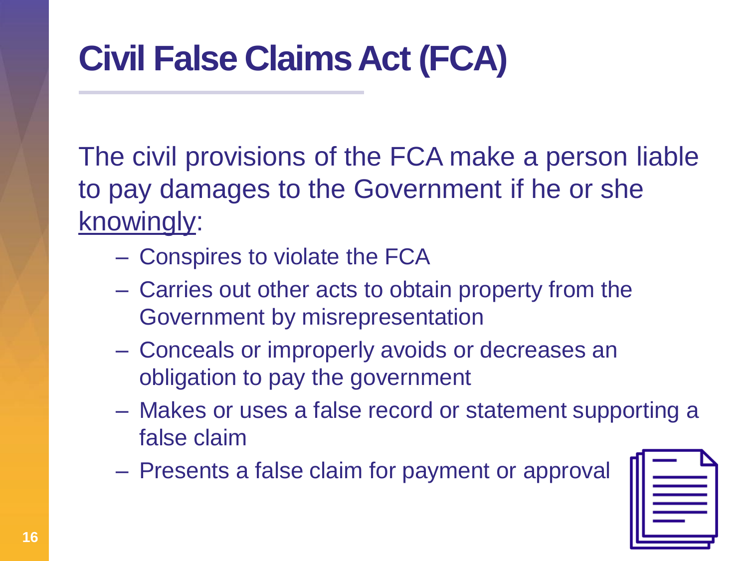# Civil False Claims Act (FCA)

The civil provisions of the FCA make a person liable to pay damages to the Government if he or she <u>knowingly</u>:

- Conspires to violate the FCA
- Carries out other acts to obtain property from the Government by misrepresentation
- Conceals or improperly avoids or decreases an obligation to pay the government
- Makes or uses a false record or statement supporting a false claim
- Presents a false claim for payment or approval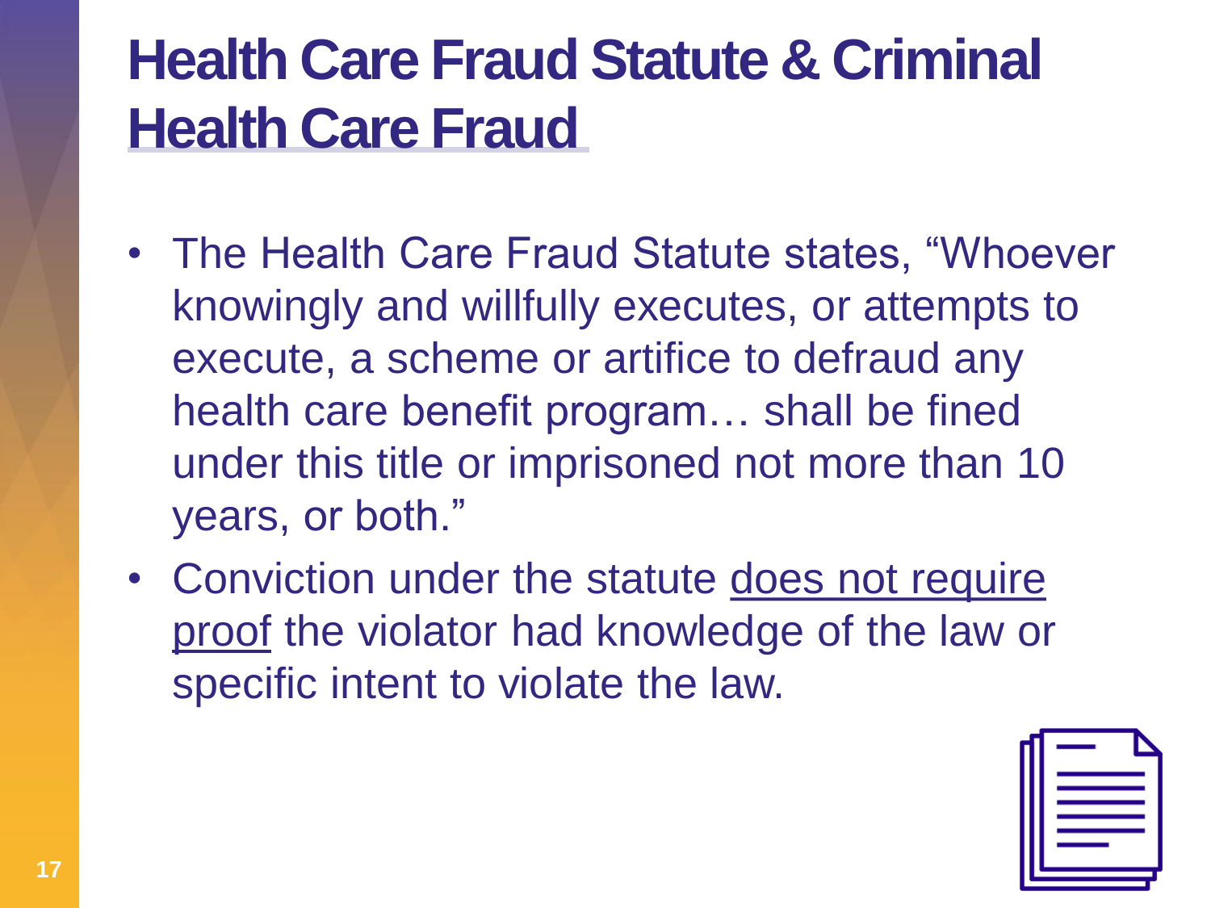# Health Care Fraud Statute & Criminal Health Care Fraud

- The Health Care Fraud Statute states, "Whoever knowingly and willfully executes, or attempts to execute, a scheme or artifice to defraud any health care benefit program… shall be fined under this title or imprisoned not more than 10 years, or both."
- Conviction under the statute <u>does not require proof</u> the violator had knowledge of the law or specific intent to violate the law.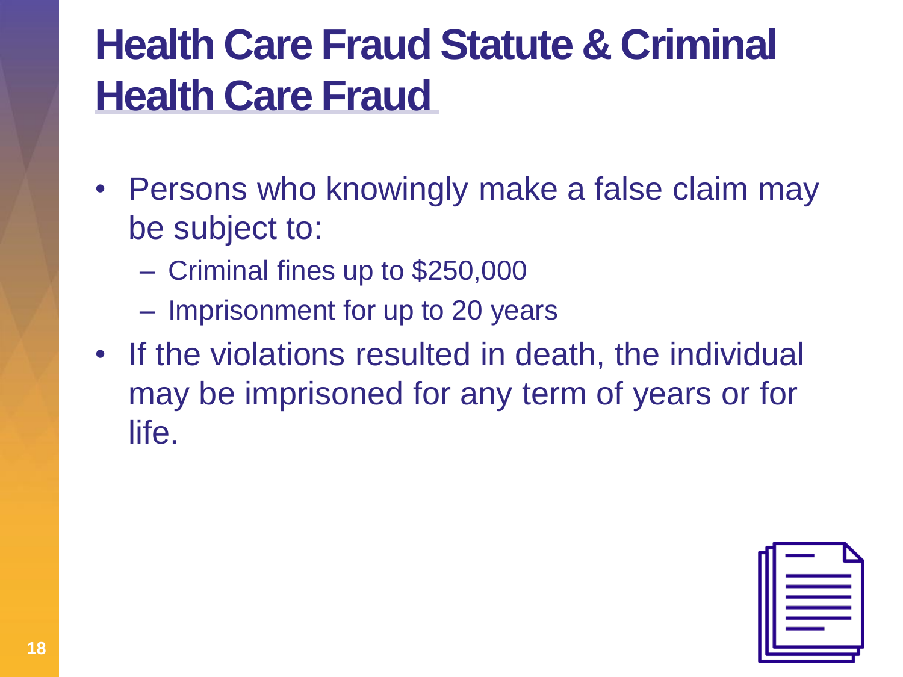# Health Care Fraud Statute & Criminal Health Care Fraud

- Persons who knowingly make a false claim may be subject to:
  - Criminal fines up to $250,000
  - Imprisonment for up to 20 years
- If the violations resulted in death, the individual may be imprisoned for any term of years or for life.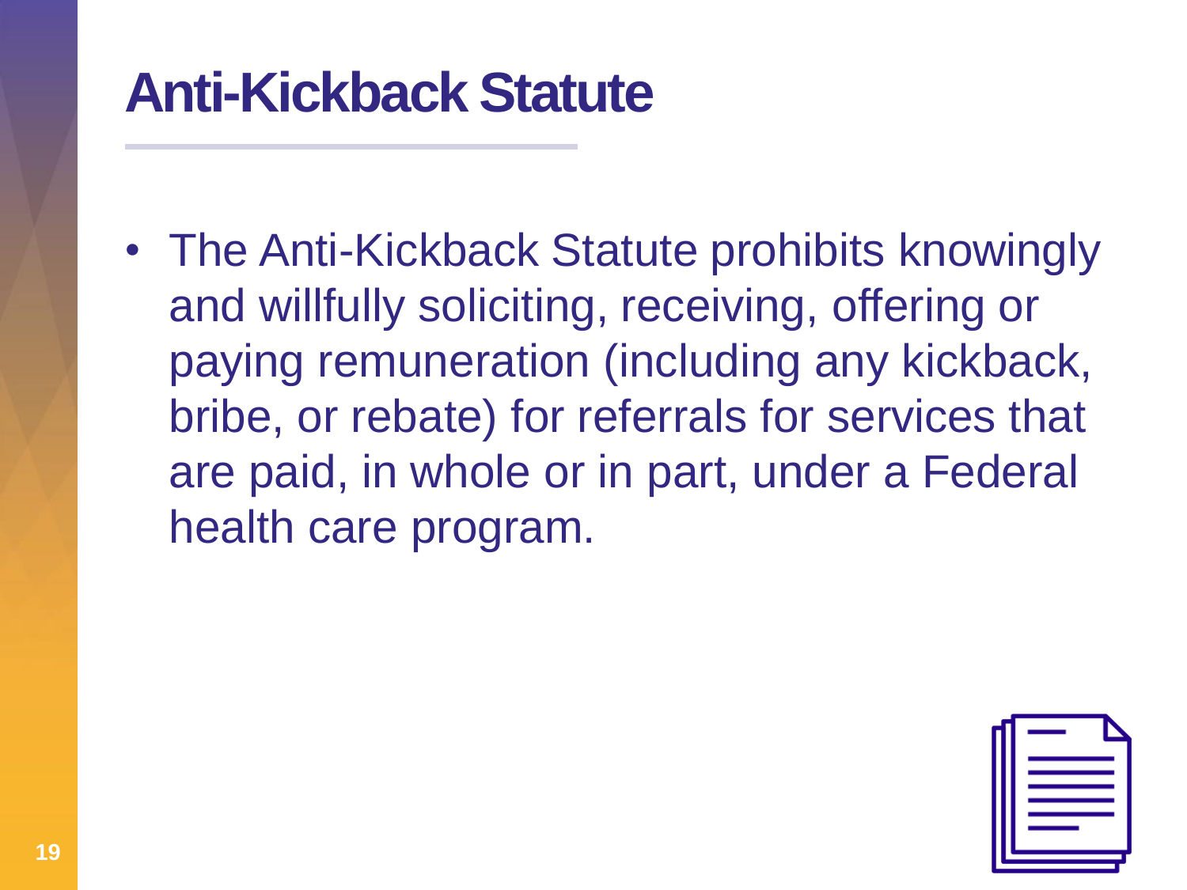# Anti-Kickback Statute

- The Anti-Kickback Statute prohibits knowingly and willfully soliciting, receiving, offering or paying remuneration (including any kickback, bribe, or rebate) for referrals for services that are paid, in whole or in part, under a Federal health care program.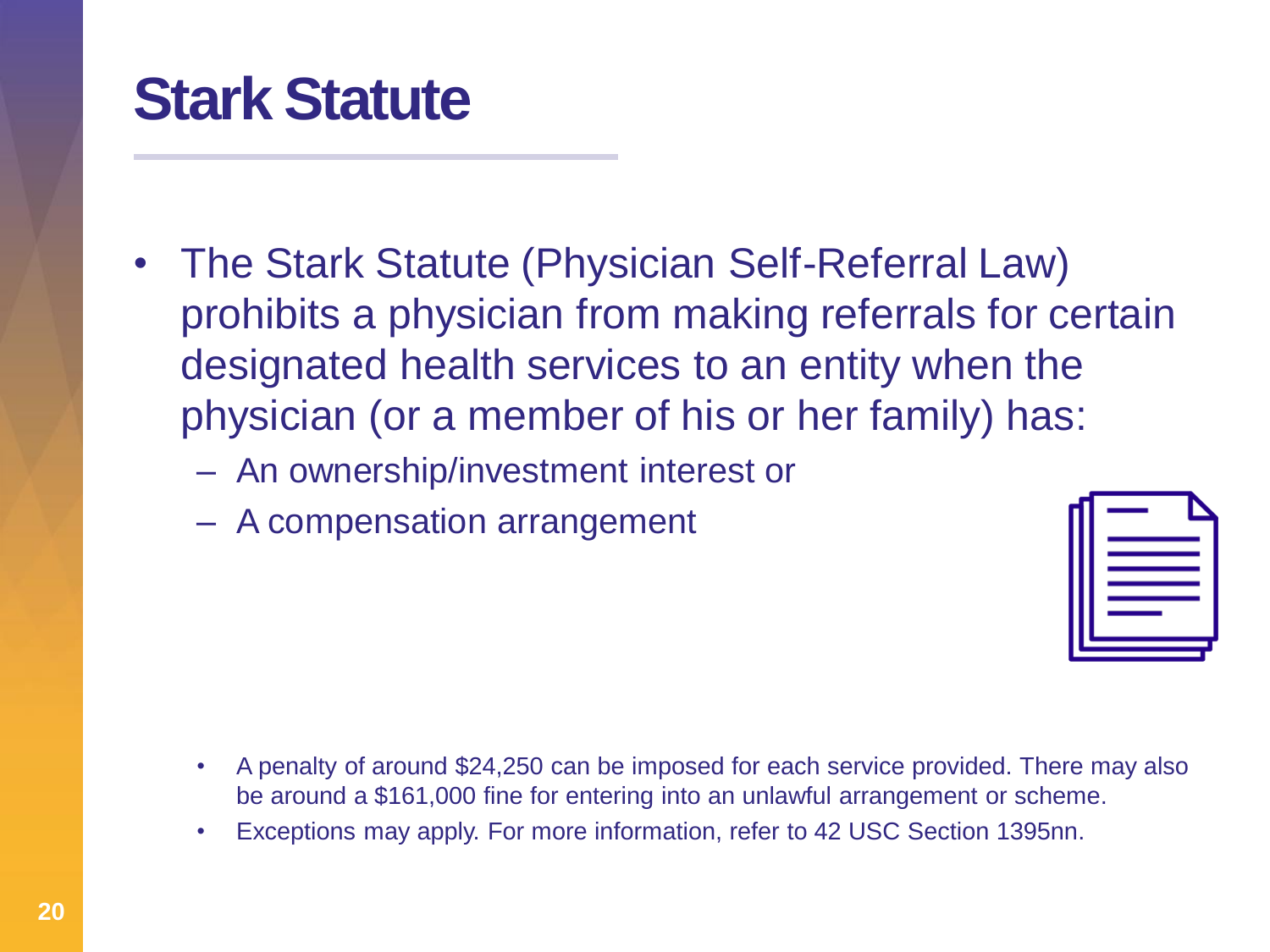# Stark Statute

- The Stark Statute (Physician Self-Referral Law) prohibits a physician from making referrals for certain designated health services to an entity when the physician (or a member of his or her family) has:
  - An ownership/investment interest or
  - A compensation arrangement

- A penalty of around $24,250 can be imposed for each service provided. There may also be around a $161,000 fine for entering into an unlawful arrangement or scheme.
- Exceptions may apply. For more information, refer to 42 USC Section 1395nn.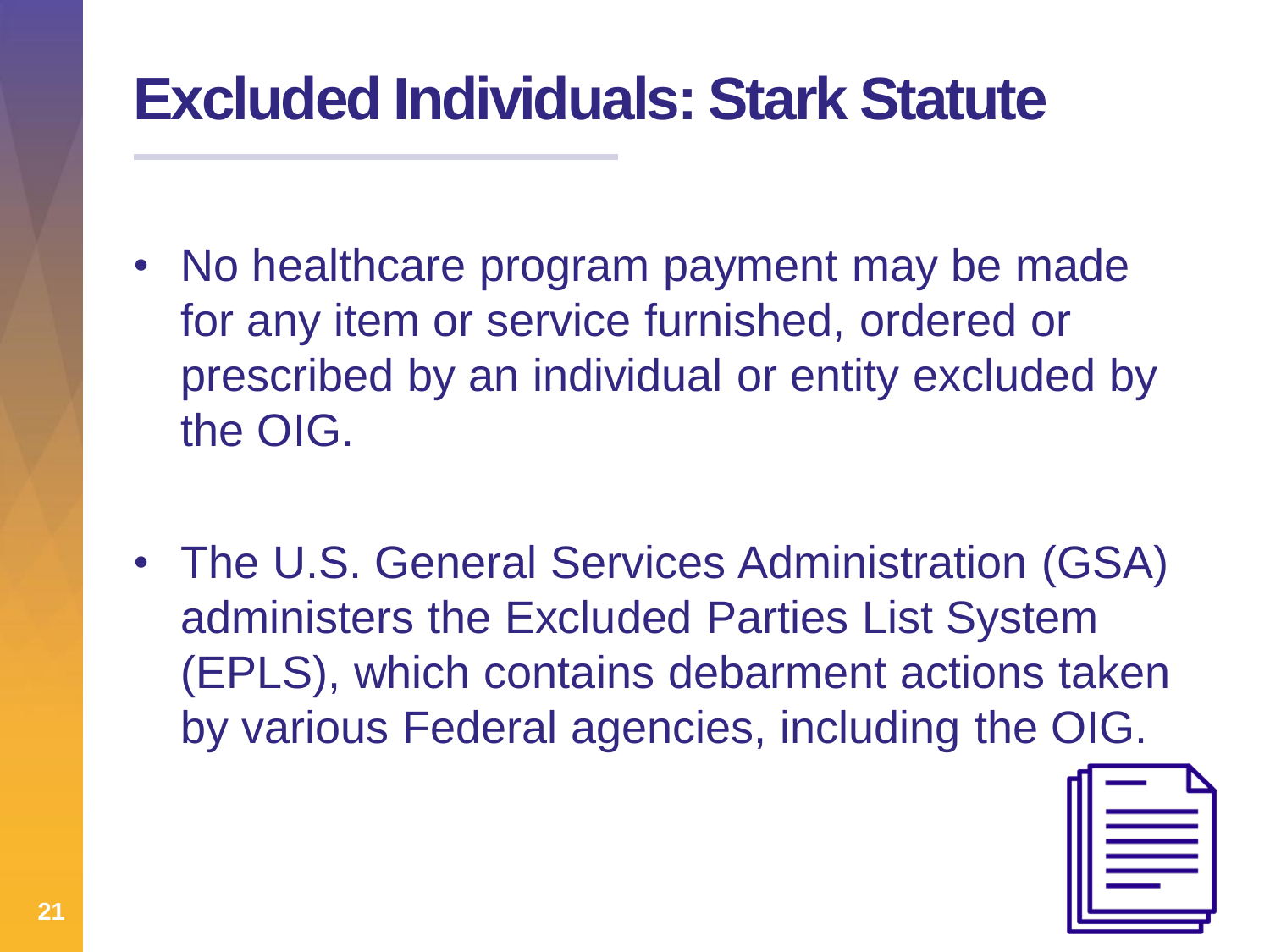# Excluded Individuals: Stark Statute

- No healthcare program payment may be made for any item or service furnished, ordered or prescribed by an individual or entity excluded by the OIG.

- The U.S. General Services Administration (GSA) administers the Excluded Parties List System (EPLS), which contains debarment actions taken by various Federal agencies, including the OIG.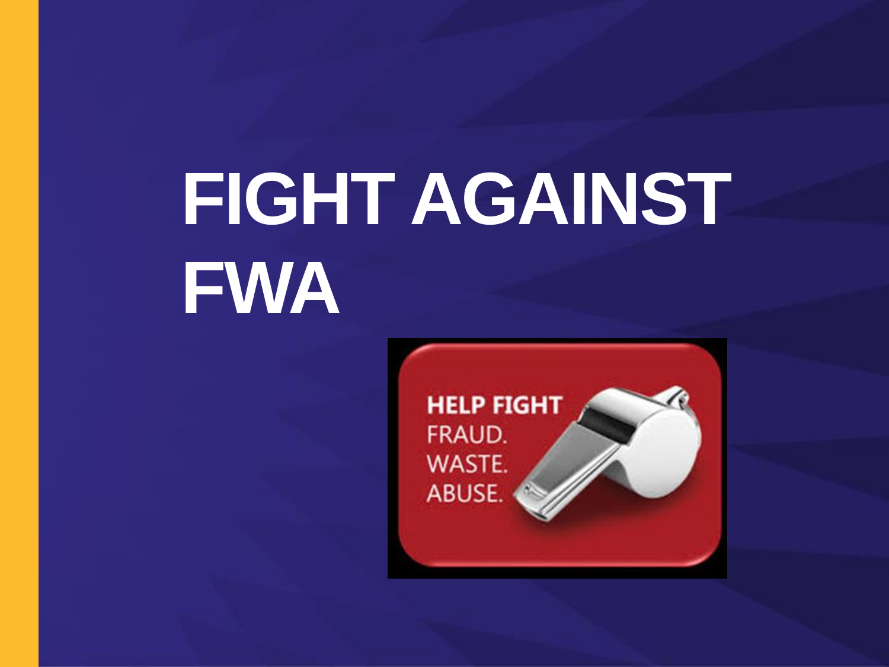# FIGHT AGAINST FWA

HELP FIGHT
FRAUD.
WASTE.
ABUSE.